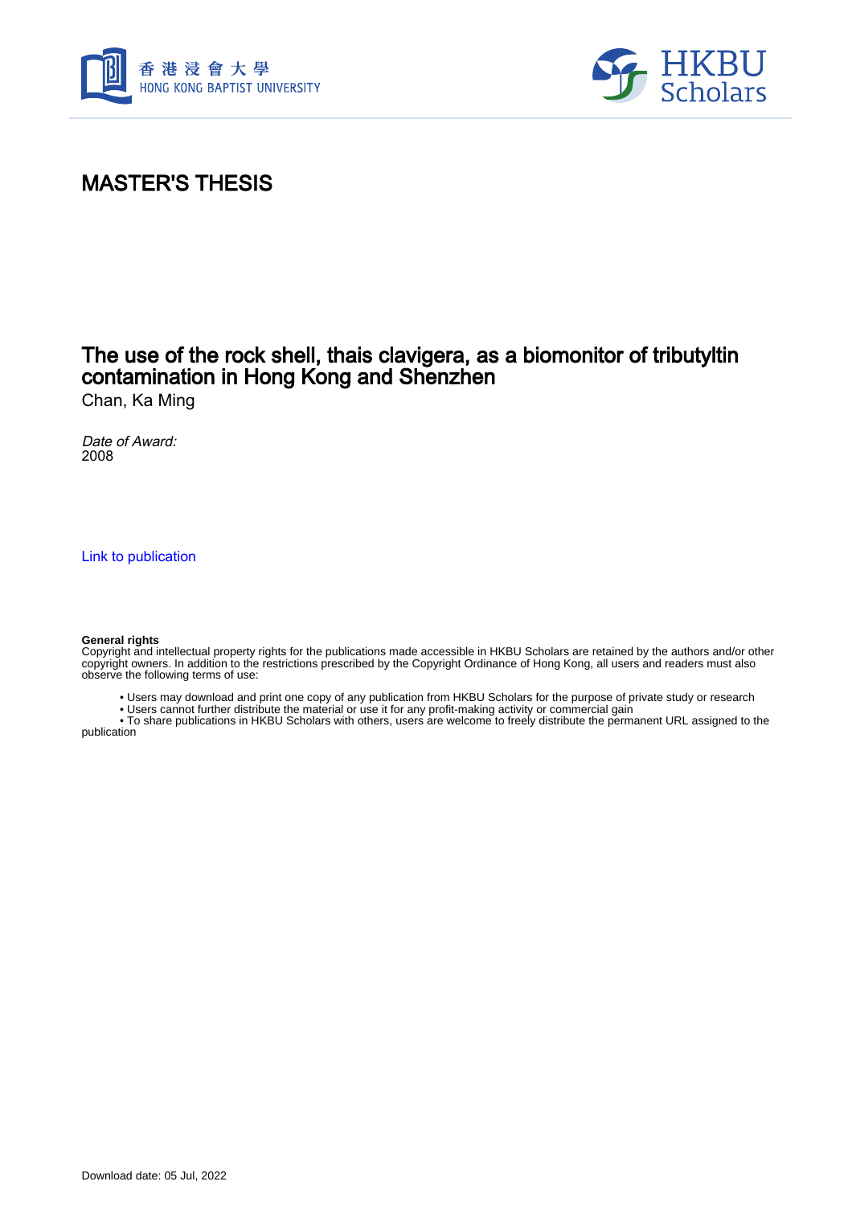# MASTER'S THESIS

## The use of the rock shell, thais clavigera, as a biomonitor of tributyltin contamination in Hong Kong and Shenzhen

Chan, Ka Ming

*Date of Award:*
2008

Link to publication

**General rights**
Copyright and intellectual property rights for the publications made accessible in HKBU Scholars are retained by the authors and/or other copyright owners. In addition to the restrictions prescribed by the Copyright Ordinance of Hong Kong, all users and readers must also observe the following terms of use:

- Users may download and print one copy of any publication from HKBU Scholars for the purpose of private study or research
- Users cannot further distribute the material or use it for any profit-making activity or commercial gain
- To share publications in HKBU Scholars with others, users are welcome to freely distribute the permanent URL assigned to the publication

Download date: 05 Jul, 2022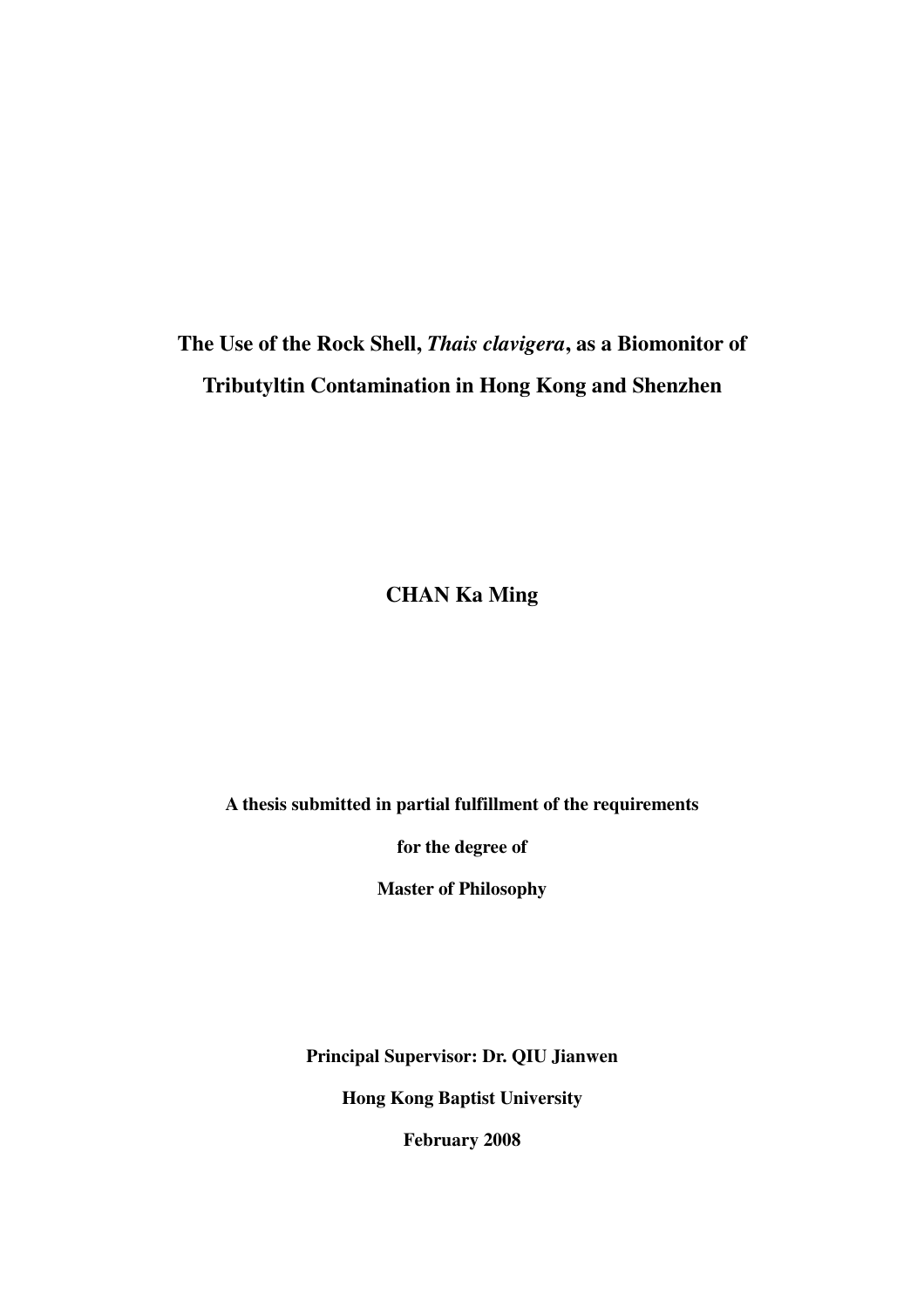# The Use of the Rock Shell, *Thais clavigera*, as a Biomonitor of Tributyltin Contamination in Hong Kong and Shenzhen

**CHAN Ka Ming**

**A thesis submitted in partial fulfillment of the requirements**

**for the degree of**

**Master of Philosophy**

**Principal Supervisor: Dr. QIU Jianwen**

**Hong Kong Baptist University**

**February 2008**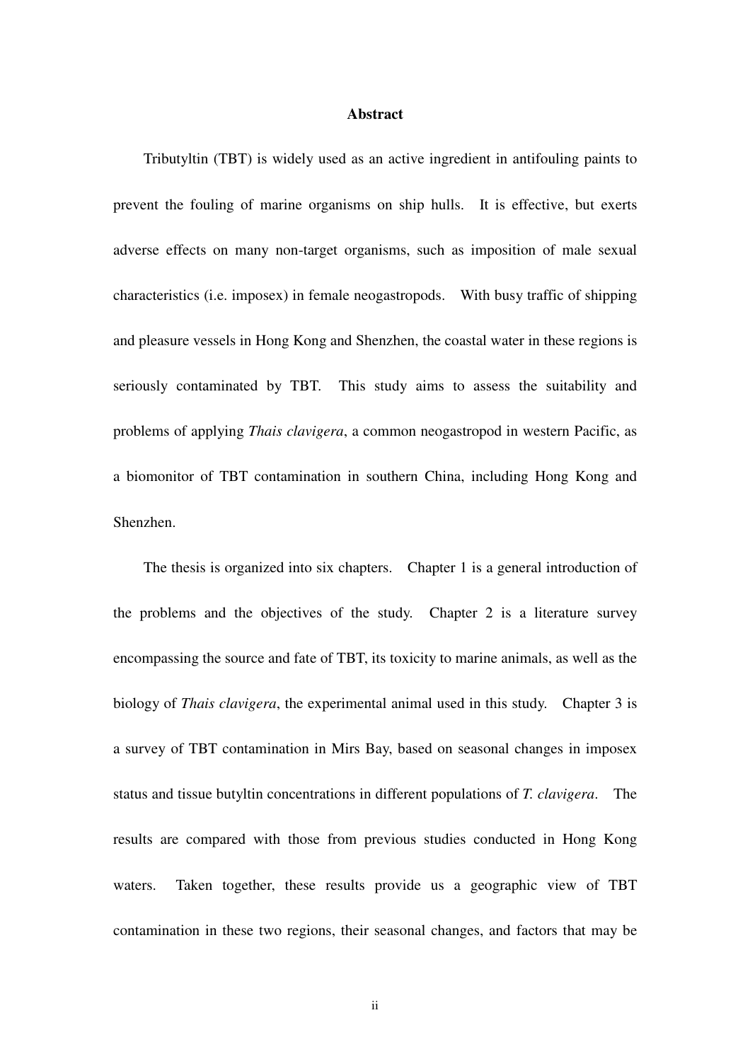**Abstract**

Tributyltin (TBT) is widely used as an active ingredient in antifouling paints to prevent the fouling of marine organisms on ship hulls. It is effective, but exerts adverse effects on many non-target organisms, such as imposition of male sexual characteristics (i.e. imposex) in female neogastropods. With busy traffic of shipping and pleasure vessels in Hong Kong and Shenzhen, the coastal water in these regions is seriously contaminated by TBT. This study aims to assess the suitability and problems of applying *Thais clavigera*, a common neogastropod in western Pacific, as a biomonitor of TBT contamination in southern China, including Hong Kong and Shenzhen.

The thesis is organized into six chapters. Chapter 1 is a general introduction of the problems and the objectives of the study. Chapter 2 is a literature survey encompassing the source and fate of TBT, its toxicity to marine animals, as well as the biology of *Thais clavigera*, the experimental animal used in this study. Chapter 3 is a survey of TBT contamination in Mirs Bay, based on seasonal changes in imposex status and tissue butyltin concentrations in different populations of *T. clavigera*. The results are compared with those from previous studies conducted in Hong Kong waters. Taken together, these results provide us a geographic view of TBT contamination in these two regions, their seasonal changes, and factors that may be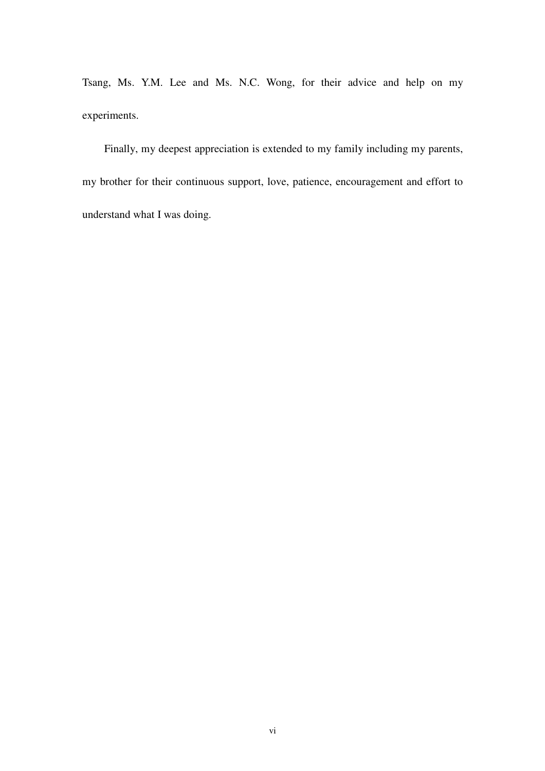Tsang, Ms. Y.M. Lee and Ms. N.C. Wong, for their advice and help on my experiments.

Finally, my deepest appreciation is extended to my family including my parents, my brother for their continuous support, love, patience, encouragement and effort to understand what I was doing.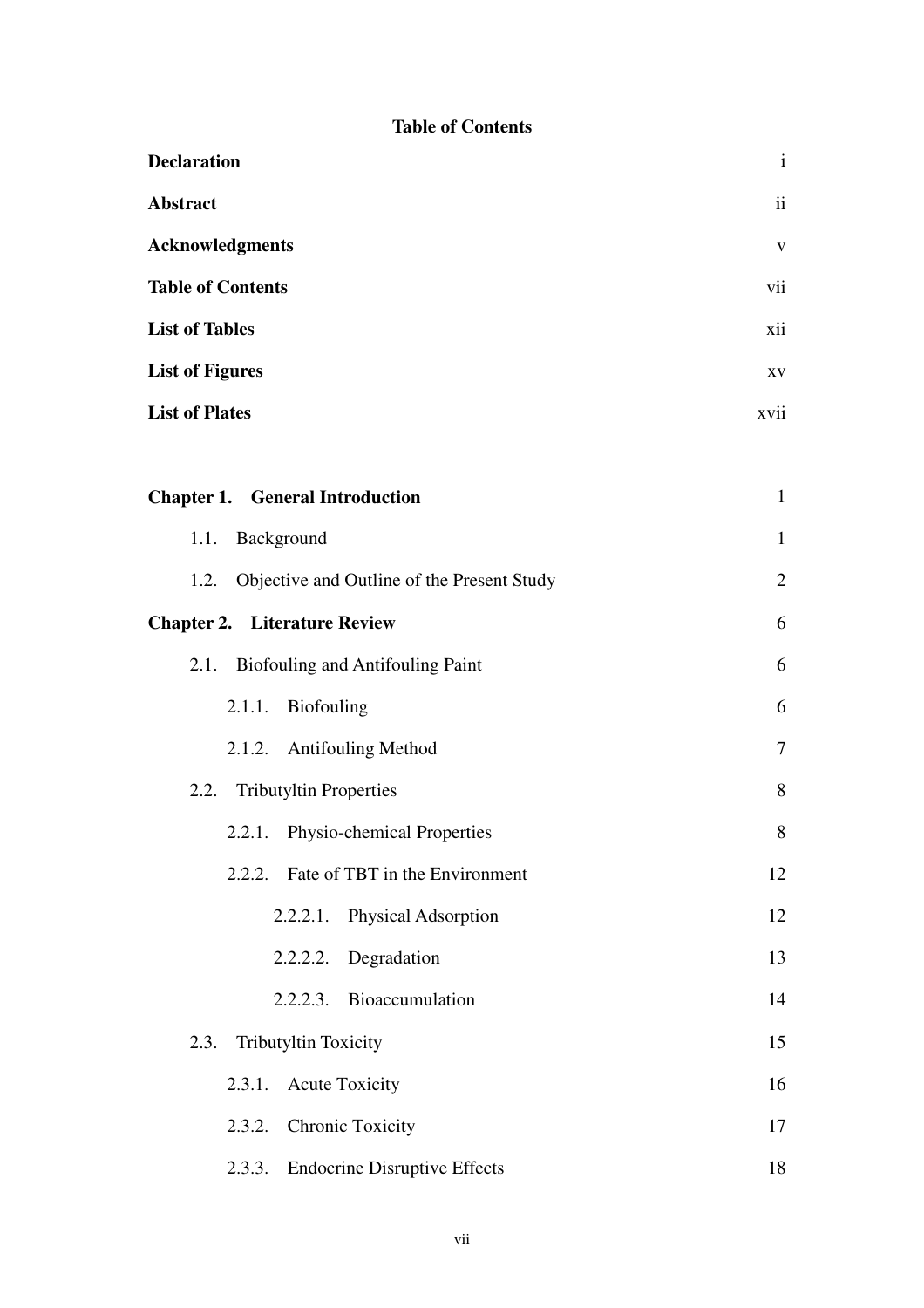**Table of Contents**

| | |
|---|---|
| **Declaration** | i |
| **Abstract** | ii |
| **Acknowledgments** | v |
| **Table of Contents** | vii |
| **List of Tables** | xii |
| **List of Figures** | xv |
| **List of Plates** | xvii |
| | |
| **Chapter 1. General Introduction** | 1 |
| 1.1. Background | 1 |
| 1.2. Objective and Outline of the Present Study | 2 |
| **Chapter 2. Literature Review** | 6 |
| 2.1. Biofouling and Antifouling Paint | 6 |
| 2.1.1. Biofouling | 6 |
| 2.1.2. Antifouling Method | 7 |
| 2.2. Tributyltin Properties | 8 |
| 2.2.1. Physio-chemical Properties | 8 |
| 2.2.2. Fate of TBT in the Environment | 12 |
| 2.2.2.1. Physical Adsorption | 12 |
| 2.2.2.2. Degradation | 13 |
| 2.2.2.3. Bioaccumulation | 14 |
| 2.3. Tributyltin Toxicity | 15 |
| 2.3.1. Acute Toxicity | 16 |
| 2.3.2. Chronic Toxicity | 17 |
| 2.3.3. Endocrine Disruptive Effects | 18 |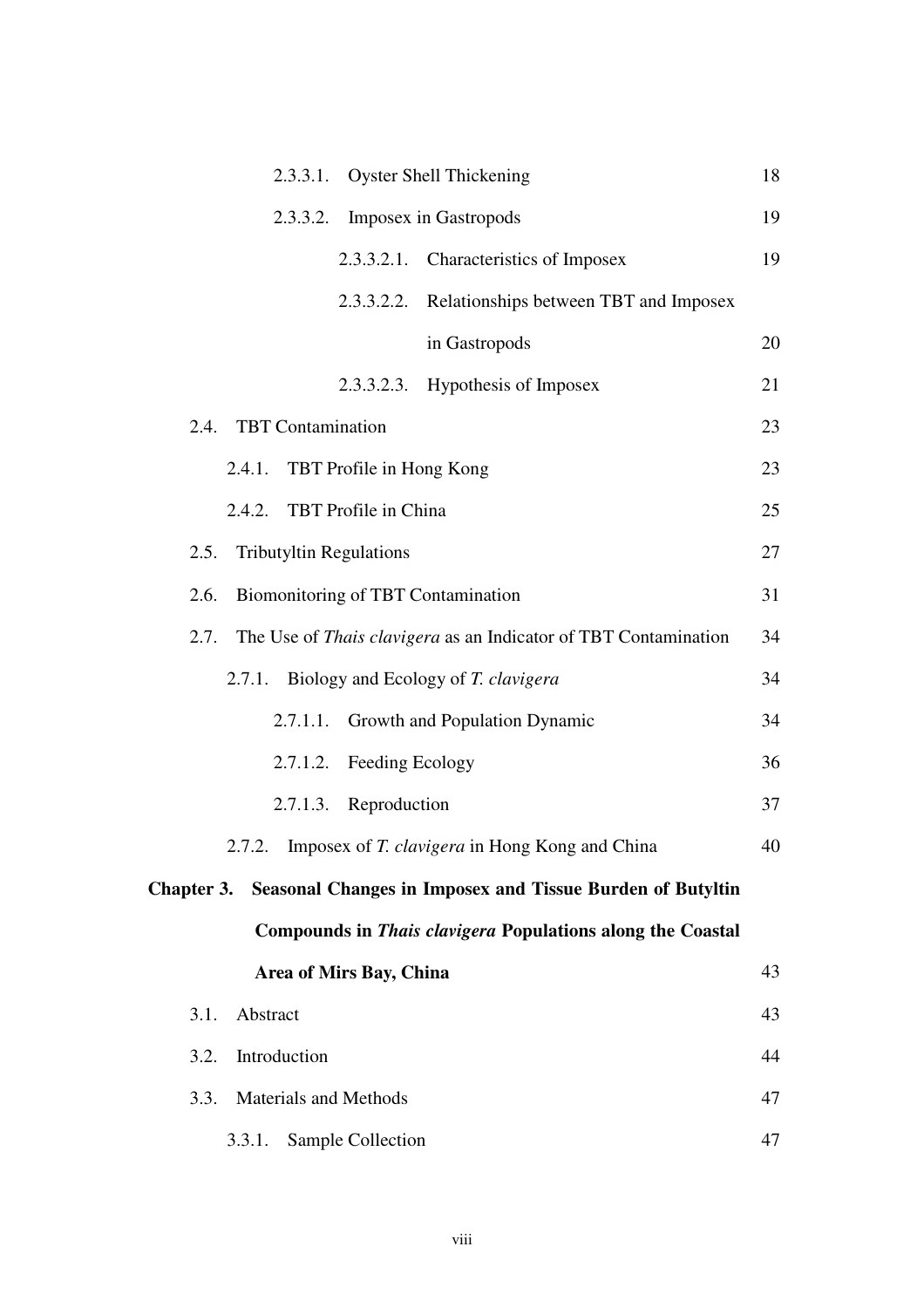2.3.3.1. Oyster Shell Thickening 18

2.3.3.2. Imposex in Gastropods 19

2.3.3.2.1. Characteristics of Imposex 19

2.3.3.2.2. Relationships between TBT and Imposex in Gastropods 20

2.3.3.2.3. Hypothesis of Imposex 21

2.4. TBT Contamination 23

2.4.1. TBT Profile in Hong Kong 23

2.4.2. TBT Profile in China 25

2.5. Tributyltin Regulations 27

2.6. Biomonitoring of TBT Contamination 31

2.7. The Use of *Thais clavigera* as an Indicator of TBT Contamination 34

2.7.1. Biology and Ecology of *T. clavigera* 34

2.7.1.1. Growth and Population Dynamic 34

2.7.1.2. Feeding Ecology 36

2.7.1.3. Reproduction 37

2.7.2. Imposex of *T. clavigera* in Hong Kong and China 40

**Chapter 3. Seasonal Changes in Imposex and Tissue Burden of Butyltin Compounds in *Thais clavigera* Populations along the Coastal Area of Mirs Bay, China** 43

3.1. Abstract 43

3.2. Introduction 44

3.3. Materials and Methods 47

3.3.1. Sample Collection 47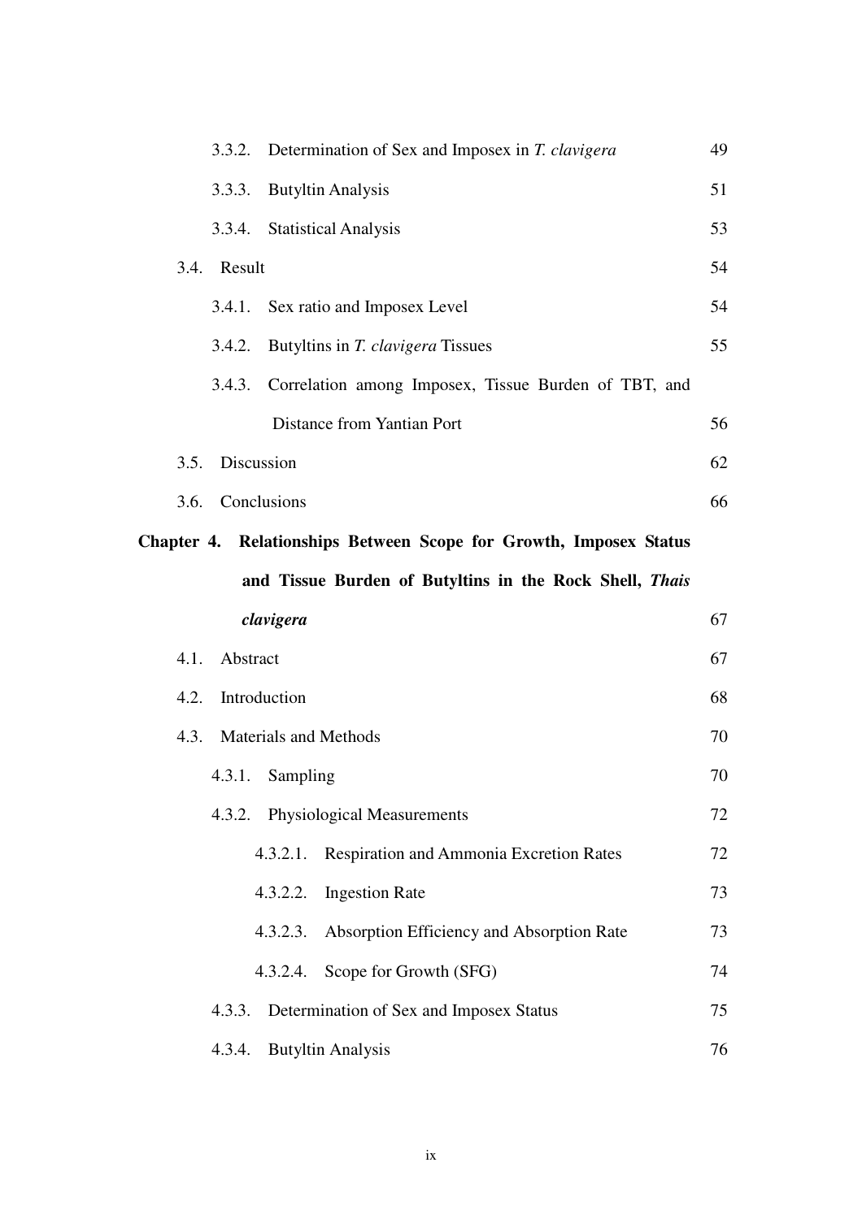3.3.2. Determination of Sex and Imposex in *T. clavigera* 49

3.3.3. Butyltin Analysis 51

3.3.4. Statistical Analysis 53

3.4. Result 54

3.4.1. Sex ratio and Imposex Level 54

3.4.2. Butyltins in *T. clavigera* Tissues 55

3.4.3. Correlation among Imposex, Tissue Burden of TBT, and Distance from Yantian Port 56

3.5. Discussion 62

3.6. Conclusions 66

**Chapter 4. Relationships Between Scope for Growth, Imposex Status and Tissue Burden of Butyltins in the Rock Shell, *Thais clavigera*** 67

4.1. Abstract 67

4.2. Introduction 68

4.3. Materials and Methods 70

4.3.1. Sampling 70

4.3.2. Physiological Measurements 72

4.3.2.1. Respiration and Ammonia Excretion Rates 72

4.3.2.2. Ingestion Rate 73

4.3.2.3. Absorption Efficiency and Absorption Rate 73

4.3.2.4. Scope for Growth (SFG) 74

4.3.3. Determination of Sex and Imposex Status 75

4.3.4. Butyltin Analysis 76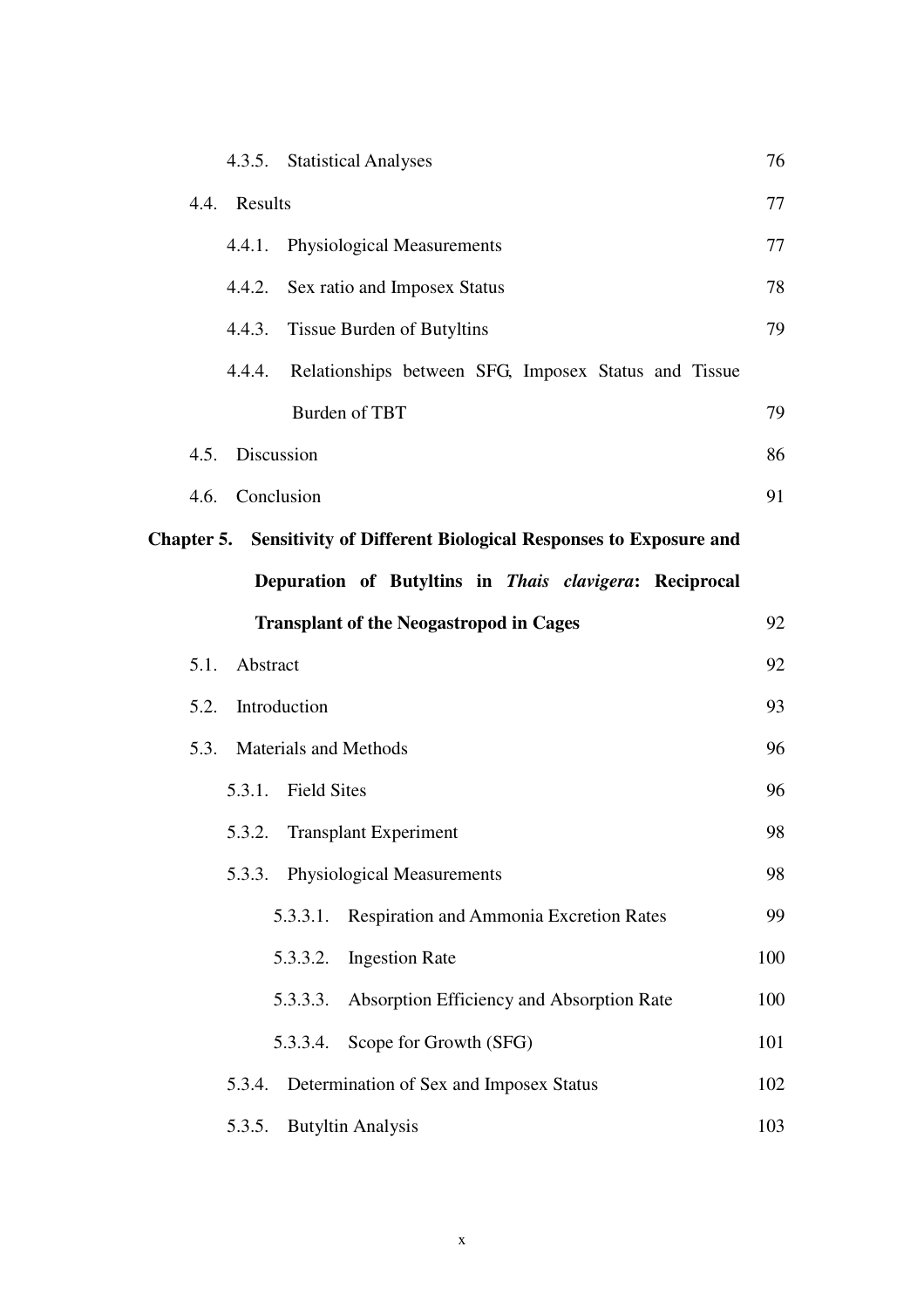4.3.5. Statistical Analyses 76

4.4. Results 77

4.4.1. Physiological Measurements 77

4.4.2. Sex ratio and Imposex Status 78

4.4.3. Tissue Burden of Butyltins 79

4.4.4. Relationships between SFG, Imposex Status and Tissue Burden of TBT 79

4.5. Discussion 86

4.6. Conclusion 91

**Chapter 5. Sensitivity of Different Biological Responses to Exposure and Depuration of Butyltins in *Thais clavigera*: Reciprocal Transplant of the Neogastropod in Cages** 92

5.1. Abstract 92

5.2. Introduction 93

5.3. Materials and Methods 96

5.3.1. Field Sites 96

5.3.2. Transplant Experiment 98

5.3.3. Physiological Measurements 98

5.3.3.1. Respiration and Ammonia Excretion Rates 99

5.3.3.2. Ingestion Rate 100

5.3.3.3. Absorption Efficiency and Absorption Rate 100

5.3.3.4. Scope for Growth (SFG) 101

5.3.4. Determination of Sex and Imposex Status 102

5.3.5. Butyltin Analysis 103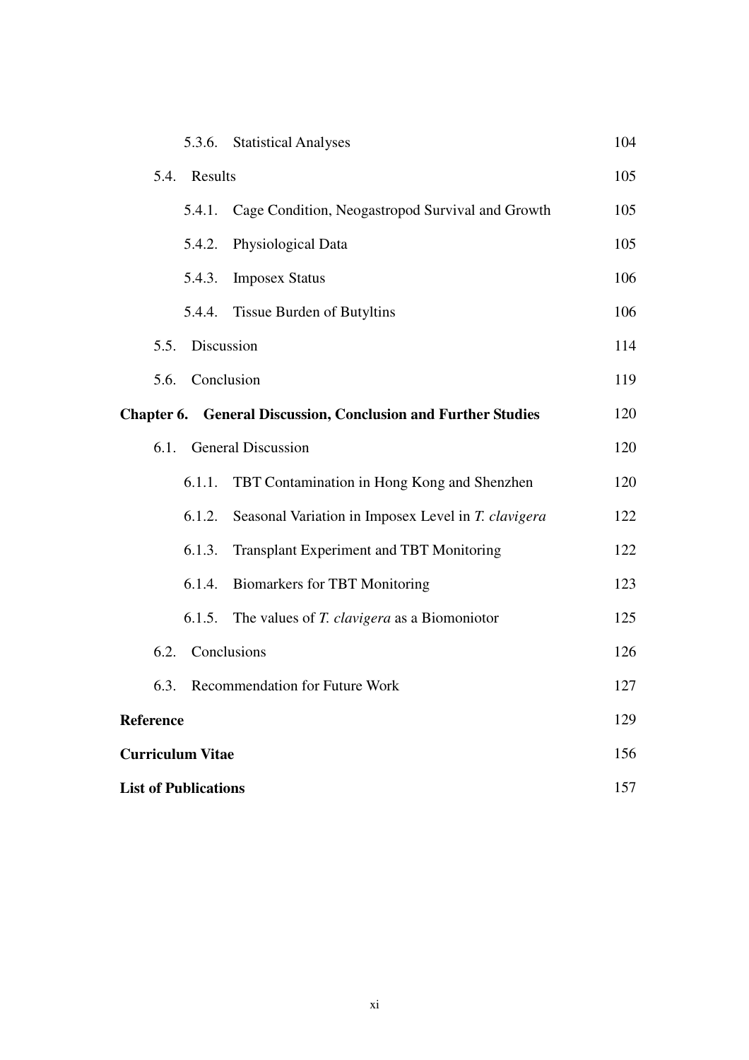5.3.6. Statistical Analyses 104

5.4. Results 105

5.4.1. Cage Condition, Neogastropod Survival and Growth 105

5.4.2. Physiological Data 105

5.4.3. Imposex Status 106

5.4.4. Tissue Burden of Butyltins 106

5.5. Discussion 114

5.6. Conclusion 119

**Chapter 6. General Discussion, Conclusion and Further Studies** 120

6.1. General Discussion 120

6.1.1. TBT Contamination in Hong Kong and Shenzhen 120

6.1.2. Seasonal Variation in Imposex Level in *T. clavigera* 122

6.1.3. Transplant Experiment and TBT Monitoring 122

6.1.4. Biomarkers for TBT Monitoring 123

6.1.5. The values of *T. clavigera* as a Biomoniotor 125

6.2. Conclusions 126

6.3. Recommendation for Future Work 127

**Reference** 129

**Curriculum Vitae** 156

**List of Publications** 157